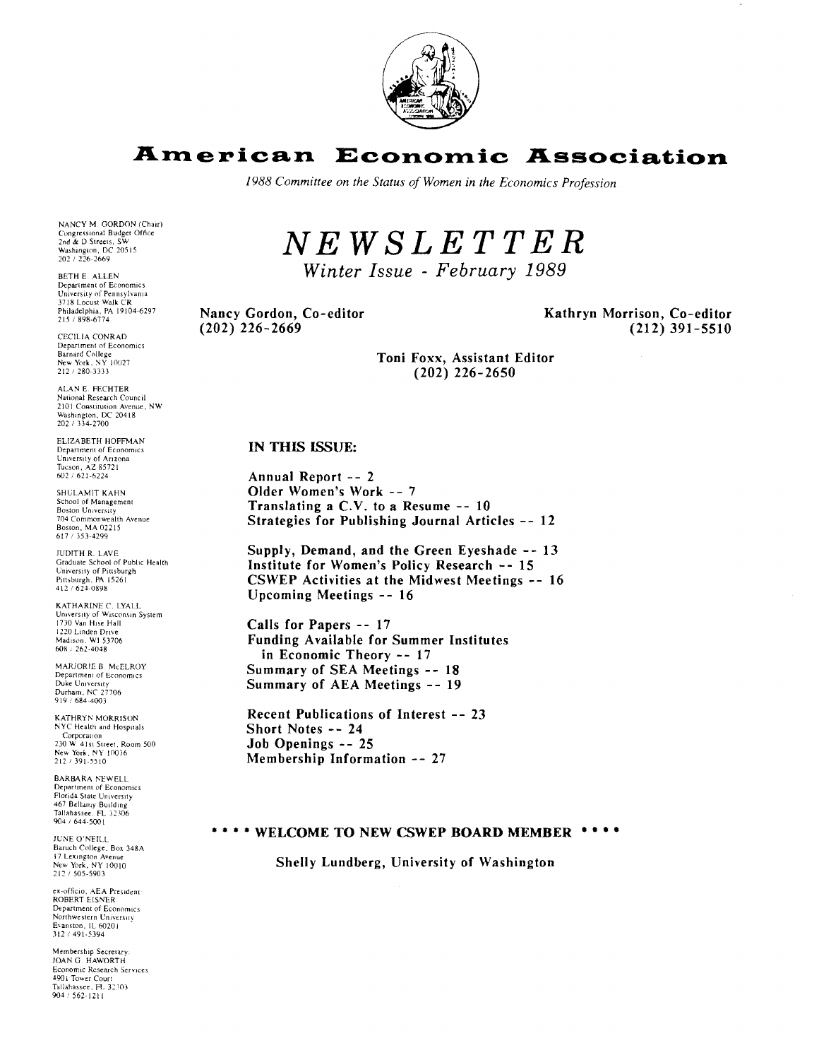# American Economic Association

*1988 Committee on the Status of Women in the Economics Profession*

NANCY M. GORDON (Chair)
Congressional Budget Office
2nd & D Streets, SW
Washington, DC 20515
202 / 226-2669

BETH E. ALLEN
Department of Economics
University of Pennsylvania
3718 Locust Walk CR
Philadelphia, PA 19104-6297
215 / 898-6774

CECILIA CONRAD
Department of Economics
Barnard College
New York, NY 10027
212 / 280-3333

ALAN E. FECHTER
National Research Council
2101 Constitution Avenue, NW
Washington, DC 20418
202 / 334-2700

ELIZABETH HOFFMAN
Department of Economics
University of Arizona
Tucson, AZ 85721
602 / 621-6224

SHULAMIT KAHN
School of Management
Boston University
704 Commonwealth Avenue
Boston, MA 02215
617 / 353-4299

JUDITH R. LAVE
Graduate School of Public Health
University of Pittsburgh
Pittsburgh, PA 15261
412 / 624-0898

KATHARINE C. LYALL
University of Wisconsin System
1730 Van Hise Hall
1220 Linden Drive
Madison, WI 53706
608 / 262-4048

MARJORIE B. McELROY
Department of Economics
Duke University
Durham, NC 27706
919 / 684-4003

KATHRYN MORRISON
NYC Health and Hospitals Corporation
230 W. 41st Street, Room 500
New York, NY 10036
212 / 391-5510

BARBARA NEWELL
Department of Economics
Florida State University
467 Bellamy Building
Tallahassee, FL 32306
904 / 644-5001

JUNE O'NEILL
Baruch College, Box 348A
17 Lexington Avenue
New York, NY 10010
212 / 505-5903

ex-officio, AEA President
ROBERT EISNER
Department of Economics
Northwestern University
Evanston, IL 60201
312 / 491-5394

Membership Secretary
JOAN G. HAWORTH
Economic Research Services
4901 Tower Court
Tallahassee, FL 32303
904 / 562-1211

# *NEWSLETTER*

## *Winter Issue - February 1989*

**Nancy Gordon, Co-editor**
**(202) 226-2669**

**Kathryn Morrison, Co-editor**
**(212) 391-5510**

**Toni Foxx, Assistant Editor**
**(202) 226-2650**

**IN THIS ISSUE:**

**Annual Report -- 2**
**Older Women's Work -- 7**
**Translating a C.V. to a Resume -- 10**
**Strategies for Publishing Journal Articles -- 12**

**Supply, Demand, and the Green Eyeshade -- 13**
**Institute for Women's Policy Research -- 15**
**CSWEP Activities at the Midwest Meetings -- 16**
**Upcoming Meetings -- 16**

**Calls for Papers -- 17**
**Funding Available for Summer Institutes in Economic Theory -- 17**
**Summary of SEA Meetings -- 18**
**Summary of AEA Meetings -- 19**

**Recent Publications of Interest -- 23**
**Short Notes -- 24**
**Job Openings -- 25**
**Membership Information -- 27**

**\* \* \* \* WELCOME TO NEW CSWEP BOARD MEMBER \* \* \* \***

**Shelly Lundberg, University of Washington**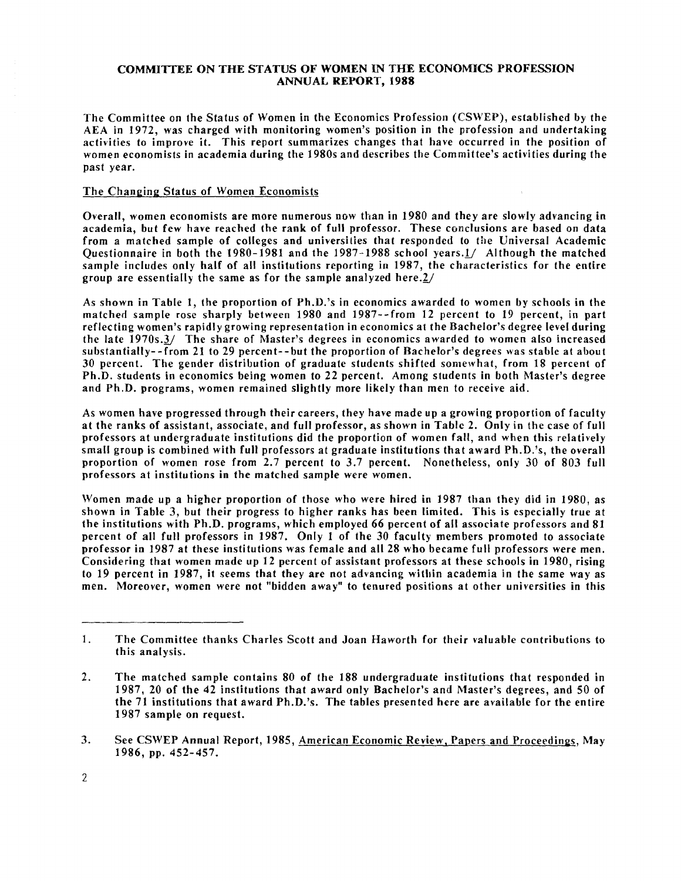## COMMITTEE ON THE STATUS OF WOMEN IN THE ECONOMICS PROFESSION ANNUAL REPORT, 1988

The Committee on the Status of Women in the Economics Profession (CSWEP), established by the AEA in 1972, was charged with monitoring women's position in the profession and undertaking activities to improve it. This report summarizes changes that have occurred in the position of women economists in academia during the 1980s and describes the Committee's activities during the past year.

### The Changing Status of Women Economists

Overall, women economists are more numerous now than in 1980 and they are slowly advancing in academia, but few have reached the rank of full professor. These conclusions are based on data from a matched sample of colleges and universities that responded to the Universal Academic Questionnaire in both the 1980-1981 and the 1987-1988 school years.[1] Although the matched sample includes only half of all institutions reporting in 1987, the characteristics for the entire group are essentially the same as for the sample analyzed here.[2]

As shown in Table 1, the proportion of Ph.D.'s in economics awarded to women by schools in the matched sample rose sharply between 1980 and 1987--from 12 percent to 19 percent, in part reflecting women's rapidly growing representation in economics at the Bachelor's degree level during the late 1970s.[3] The share of Master's degrees in economics awarded to women also increased substantially--from 21 to 29 percent--but the proportion of Bachelor's degrees was stable at about 30 percent. The gender distribution of graduate students shifted somewhat, from 18 percent of Ph.D. students in economics being women to 22 percent. Among students in both Master's degree and Ph.D. programs, women remained slightly more likely than men to receive aid.

As women have progressed through their careers, they have made up a growing proportion of faculty at the ranks of assistant, associate, and full professor, as shown in Table 2. Only in the case of full professors at undergraduate institutions did the proportion of women fall, and when this relatively small group is combined with full professors at graduate institutions that award Ph.D.'s, the overall proportion of women rose from 2.7 percent to 3.7 percent. Nonetheless, only 30 of 803 full professors at institutions in the matched sample were women.

Women made up a higher proportion of those who were hired in 1987 than they did in 1980, as shown in Table 3, but their progress to higher ranks has been limited. This is especially true at the institutions with Ph.D. programs, which employed 66 percent of all associate professors and 81 percent of all full professors in 1987. Only 1 of the 30 faculty members promoted to associate professor in 1987 at these institutions was female and all 28 who became full professors were men. Considering that women made up 12 percent of assistant professors at these schools in 1980, rising to 19 percent in 1987, it seems that they are not advancing within academia in the same way as men. Moreover, women were not "bidden away" to tenured positions at other universities in this

---

1. The Committee thanks Charles Scott and Joan Haworth for their valuable contributions to this analysis.

2. The matched sample contains 80 of the 188 undergraduate institutions that responded in 1987, 20 of the 42 institutions that award only Bachelor's and Master's degrees, and 50 of the 71 institutions that award Ph.D.'s. The tables presented here are available for the entire 1987 sample on request.

3. See CSWEP Annual Report, 1985, American Economic Review, Papers and Proceedings, May 1986, pp. 452-457.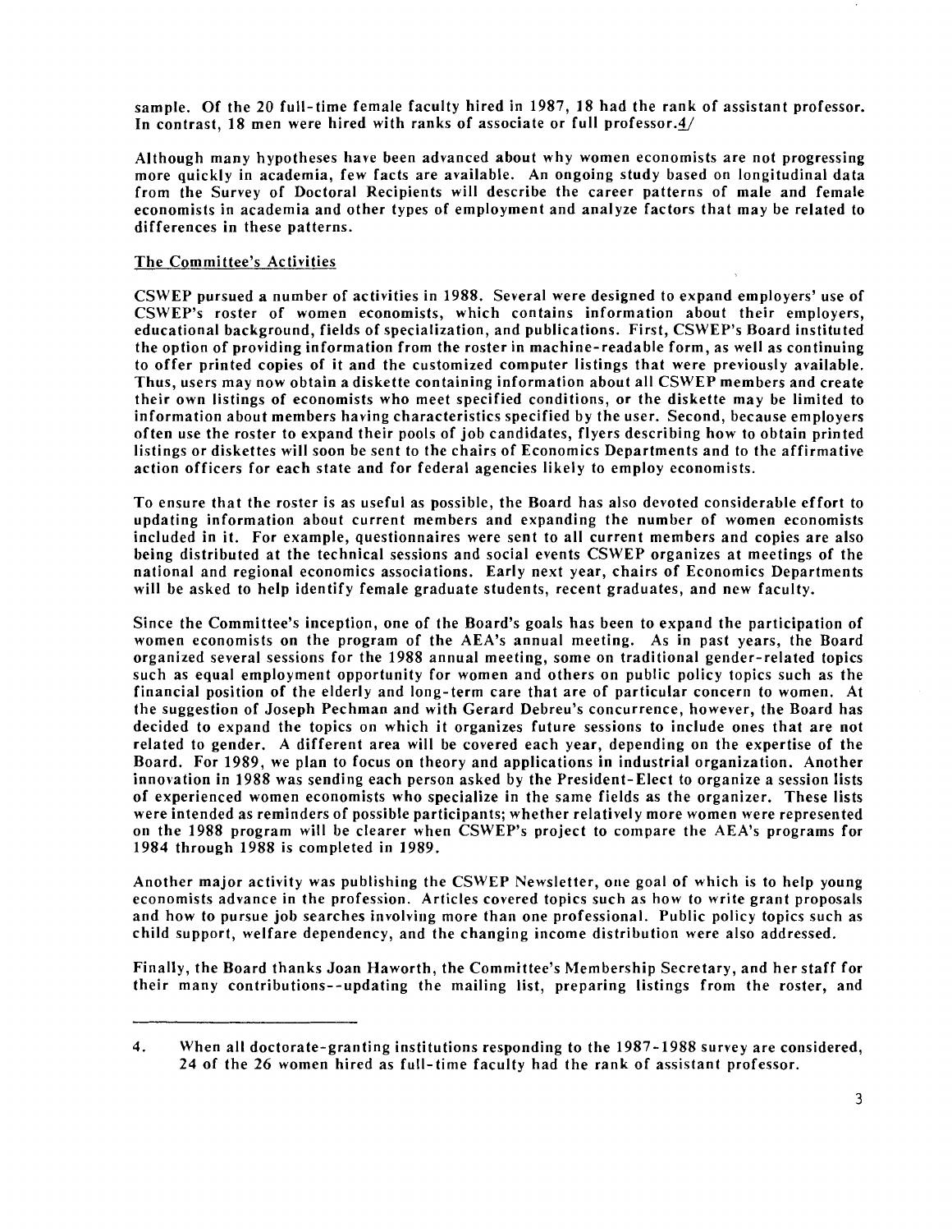sample. Of the 20 full-time female faculty hired in 1987, 18 had the rank of assistant professor. In contrast, 18 men were hired with ranks of associate or full professor.4/

Although many hypotheses have been advanced about why women economists are not progressing more quickly in academia, few facts are available. An ongoing study based on longitudinal data from the Survey of Doctoral Recipients will describe the career patterns of male and female economists in academia and other types of employment and analyze factors that may be related to differences in these patterns.

## The Committee's Activities

CSWEP pursued a number of activities in 1988. Several were designed to expand employers' use of CSWEP's roster of women economists, which contains information about their employers, educational background, fields of specialization, and publications. First, CSWEP's Board instituted the option of providing information from the roster in machine-readable form, as well as continuing to offer printed copies of it and the customized computer listings that were previously available. Thus, users may now obtain a diskette containing information about all CSWEP members and create their own listings of economists who meet specified conditions, or the diskette may be limited to information about members having characteristics specified by the user. Second, because employers often use the roster to expand their pools of job candidates, flyers describing how to obtain printed listings or diskettes will soon be sent to the chairs of Economics Departments and to the affirmative action officers for each state and for federal agencies likely to employ economists.

To ensure that the roster is as useful as possible, the Board has also devoted considerable effort to updating information about current members and expanding the number of women economists included in it. For example, questionnaires were sent to all current members and copies are also being distributed at the technical sessions and social events CSWEP organizes at meetings of the national and regional economics associations. Early next year, chairs of Economics Departments will be asked to help identify female graduate students, recent graduates, and new faculty.

Since the Committee's inception, one of the Board's goals has been to expand the participation of women economists on the program of the AEA's annual meeting. As in past years, the Board organized several sessions for the 1988 annual meeting, some on traditional gender-related topics such as equal employment opportunity for women and others on public policy topics such as the financial position of the elderly and long-term care that are of particular concern to women. At the suggestion of Joseph Pechman and with Gerard Debreu's concurrence, however, the Board has decided to expand the topics on which it organizes future sessions to include ones that are not related to gender. A different area will be covered each year, depending on the expertise of the Board. For 1989, we plan to focus on theory and applications in industrial organization. Another innovation in 1988 was sending each person asked by the President-Elect to organize a session lists of experienced women economists who specialize in the same fields as the organizer. These lists were intended as reminders of possible participants; whether relatively more women were represented on the 1988 program will be clearer when CSWEP's project to compare the AEA's programs for 1984 through 1988 is completed in 1989.

Another major activity was publishing the CSWEP Newsletter, one goal of which is to help young economists advance in the profession. Articles covered topics such as how to write grant proposals and how to pursue job searches involving more than one professional. Public policy topics such as child support, welfare dependency, and the changing income distribution were also addressed.

Finally, the Board thanks Joan Haworth, the Committee's Membership Secretary, and her staff for their many contributions--updating the mailing list, preparing listings from the roster, and

---

4. When all doctorate-granting institutions responding to the 1987-1988 survey are considered, 24 of the 26 women hired as full-time faculty had the rank of assistant professor.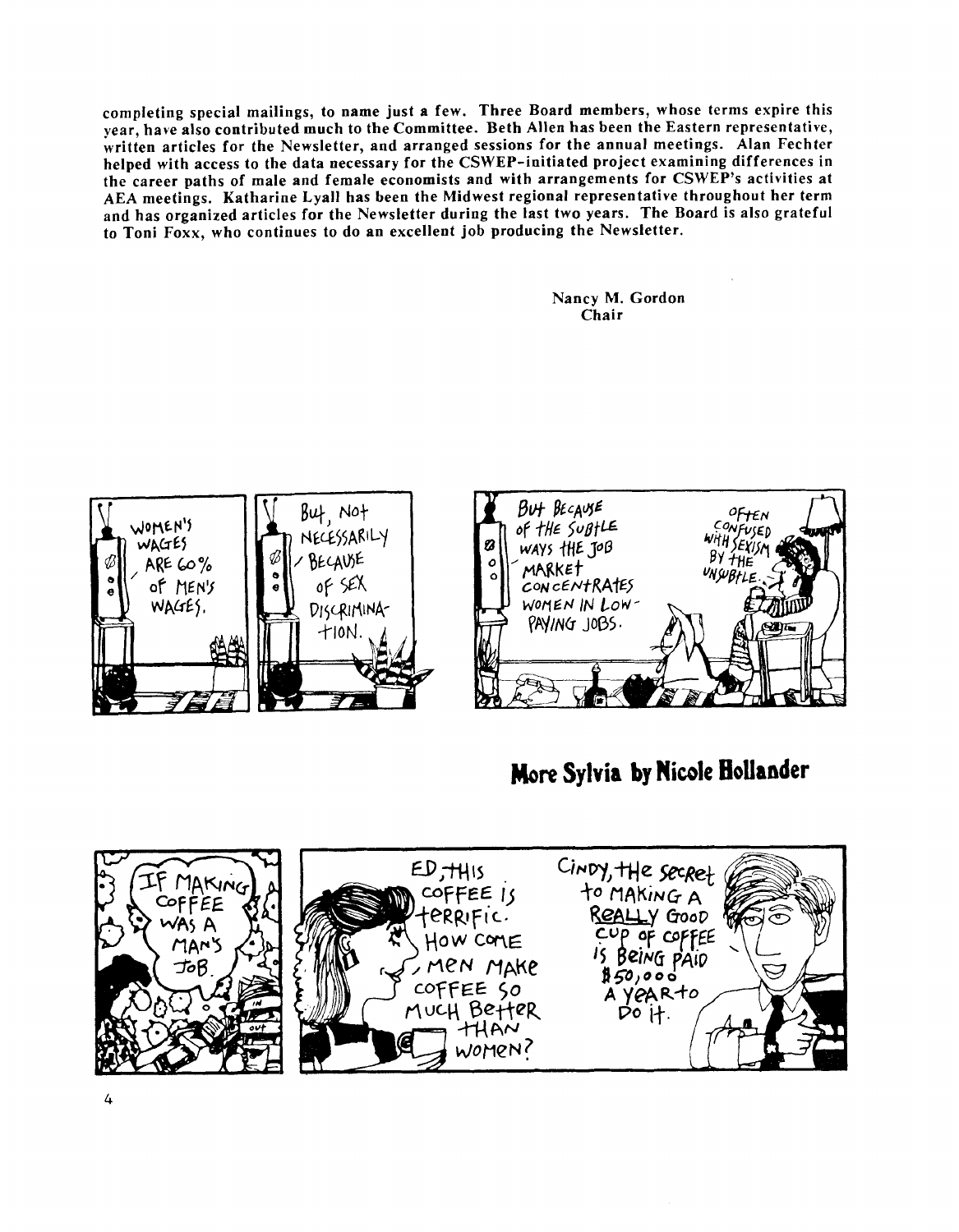completing special mailings, to name just a few. Three Board members, whose terms expire this year, have also contributed much to the Committee. Beth Allen has been the Eastern representative, written articles for the Newsletter, and arranged sessions for the annual meetings. Alan Fechter helped with access to the data necessary for the CSWEP-initiated project examining differences in the career paths of male and female economists and with arrangements for CSWEP's activities at AEA meetings. Katharine Lyall has been the Midwest regional representative throughout her term and has organized articles for the Newsletter during the last two years. The Board is also grateful to Toni Foxx, who continues to do an excellent job producing the Newsletter.

Nancy M. Gordon
Chair

**More Sylvia by Nicole Hollander**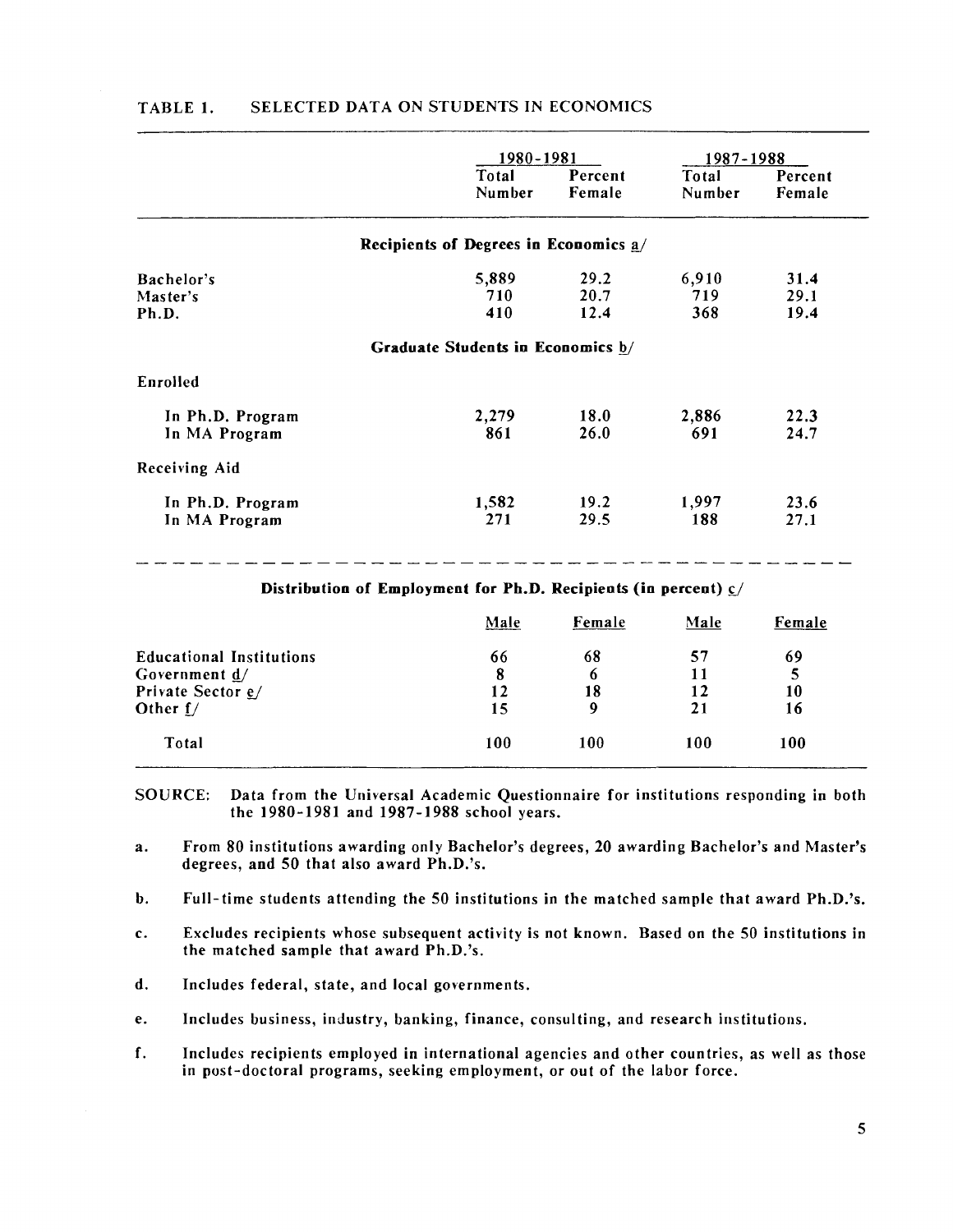TABLE 1. SELECTED DATA ON STUDENTS IN ECONOMICS

| | 1980-1981 | | 1987-1988 | |
|---|---|---|---|---|
| | Total Number | Percent Female | Total Number | Percent Female |
| **Recipients of Degrees in Economics a/** | | | | |
| Bachelor's | 5,889 | 29.2 | 6,910 | 31.4 |
| Master's | 710 | 20.7 | 719 | 29.1 |
| Ph.D. | 410 | 12.4 | 368 | 19.4 |
| **Graduate Students in Economics b/** | | | | |
| Enrolled | | | | |
| In Ph.D. Program | 2,279 | 18.0 | 2,886 | 22.3 |
| In MA Program | 861 | 26.0 | 691 | 24.7 |
| Receiving Aid | | | | |
| In Ph.D. Program | 1,582 | 19.2 | 1,997 | 23.6 |
| In MA Program | 271 | 29.5 | 188 | 27.1 |

**Distribution of Employment for Ph.D. Recipients (in percent) c/**

| | Male | Female | Male | Female |
|---|---|---|---|---|
| Educational Institutions | 66 | 68 | 57 | 69 |
| Government d/ | 8 | 6 | 11 | 5 |
| Private Sector e/ | 12 | 18 | 12 | 10 |
| Other f/ | 15 | 9 | 21 | 16 |
| Total | 100 | 100 | 100 | 100 |

SOURCE: Data from the Universal Academic Questionnaire for institutions responding in both the 1980-1981 and 1987-1988 school years.

a. From 80 institutions awarding only Bachelor's degrees, 20 awarding Bachelor's and Master's degrees, and 50 that also award Ph.D.'s.

b. Full-time students attending the 50 institutions in the matched sample that award Ph.D.'s.

c. Excludes recipients whose subsequent activity is not known. Based on the 50 institutions in the matched sample that award Ph.D.'s.

d. Includes federal, state, and local governments.

e. Includes business, industry, banking, finance, consulting, and research institutions.

f. Includes recipients employed in international agencies and other countries, as well as those in post-doctoral programs, seeking employment, or out of the labor force.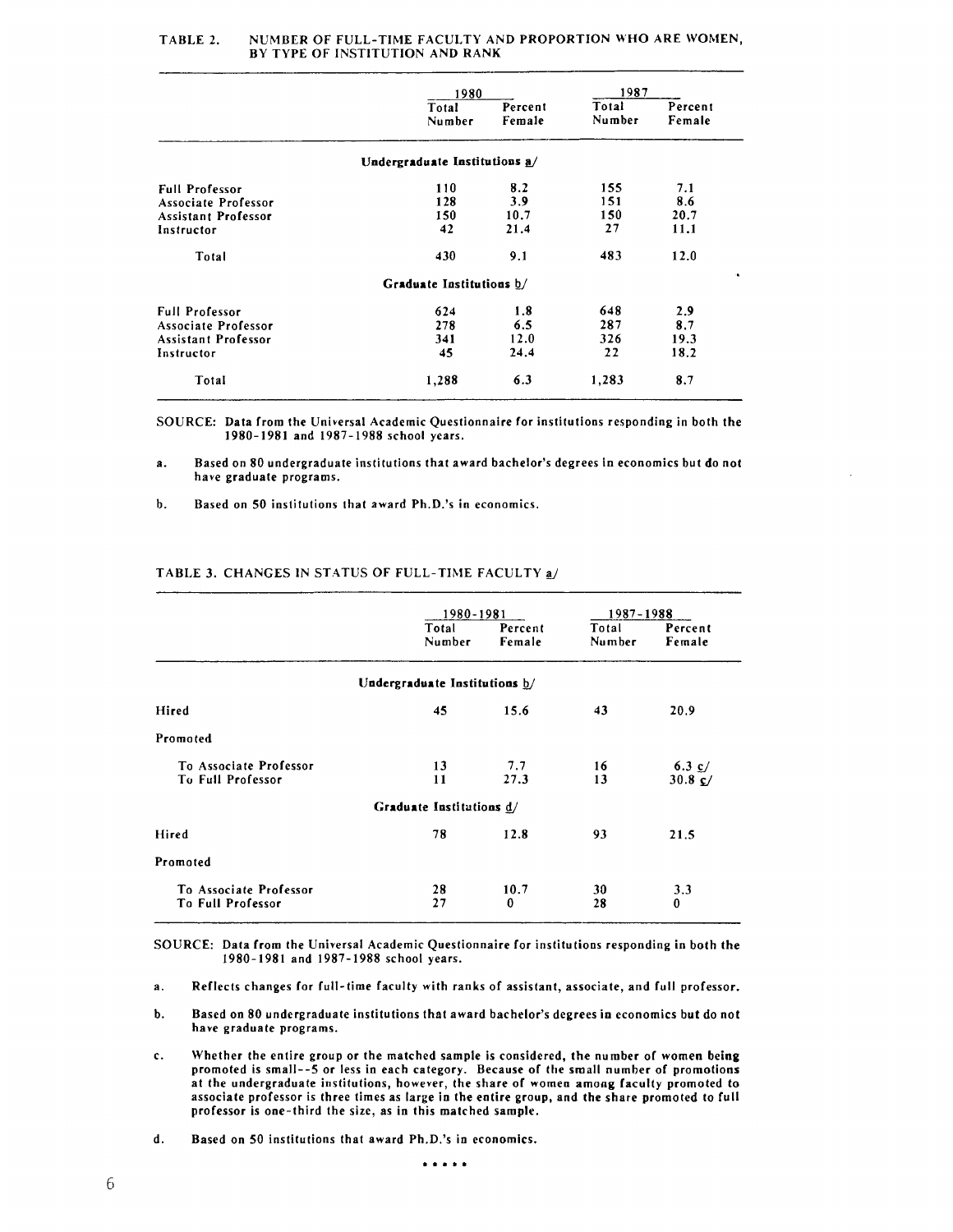TABLE 2. NUMBER OF FULL-TIME FACULTY AND PROPORTION WHO ARE WOMEN, BY TYPE OF INSTITUTION AND RANK

| | 1980 | | 1987 | |
|---|---|---|---|---|
| | Total Number | Percent Female | Total Number | Percent Female |
| **Undergraduate Institutions a/** | | | | |
| Full Professor | 110 | 8.2 | 155 | 7.1 |
| Associate Professor | 128 | 3.9 | 151 | 8.6 |
| Assistant Professor | 150 | 10.7 | 150 | 20.7 |
| Instructor | 42 | 21.4 | 27 | 11.1 |
| Total | 430 | 9.1 | 483 | 12.0 |
| **Graduate Institutions b/** | | | | |
| Full Professor | 624 | 1.8 | 648 | 2.9 |
| Associate Professor | 278 | 6.5 | 287 | 8.7 |
| Assistant Professor | 341 | 12.0 | 326 | 19.3 |
| Instructor | 45 | 24.4 | 22 | 18.2 |
| Total | 1,288 | 6.3 | 1,283 | 8.7 |

SOURCE: Data from the Universal Academic Questionnaire for institutions responding in both the 1980-1981 and 1987-1988 school years.

a. Based on 80 undergraduate institutions that award bachelor's degrees in economics but do not have graduate programs.

b. Based on 50 institutions that award Ph.D.'s in economics.

TABLE 3. CHANGES IN STATUS OF FULL-TIME FACULTY a/

| | 1980-1981 | | 1987-1988 | |
|---|---|---|---|---|
| | Total Number | Percent Female | Total Number | Percent Female |
| **Undergraduate Institutions b/** | | | | |
| Hired | 45 | 15.6 | 43 | 20.9 |
| Promoted | | | | |
| To Associate Professor | 13 | 7.7 | 16 | 6.3 c/ |
| To Full Professor | 11 | 27.3 | 13 | 30.8 c/ |
| **Graduate Institutions d/** | | | | |
| Hired | 78 | 12.8 | 93 | 21.5 |
| Promoted | | | | |
| To Associate Professor | 28 | 10.7 | 30 | 3.3 |
| To Full Professor | 27 | 0 | 28 | 0 |

SOURCE: Data from the Universal Academic Questionnaire for institutions responding in both the 1980-1981 and 1987-1988 school years.

a. Reflects changes for full-time faculty with ranks of assistant, associate, and full professor.

b. Based on 80 undergraduate institutions that award bachelor's degrees in economics but do not have graduate programs.

c. Whether the entire group or the matched sample is considered, the number of women being promoted is small--5 or less in each category. Because of the small number of promotions at the undergraduate institutions, however, the share of women among faculty promoted to associate professor is three times as large in the entire group, and the share promoted to full professor is one-third the size, as in this matched sample.

d. Based on 50 institutions that award Ph.D.'s in economics.

\* \* \* \* \*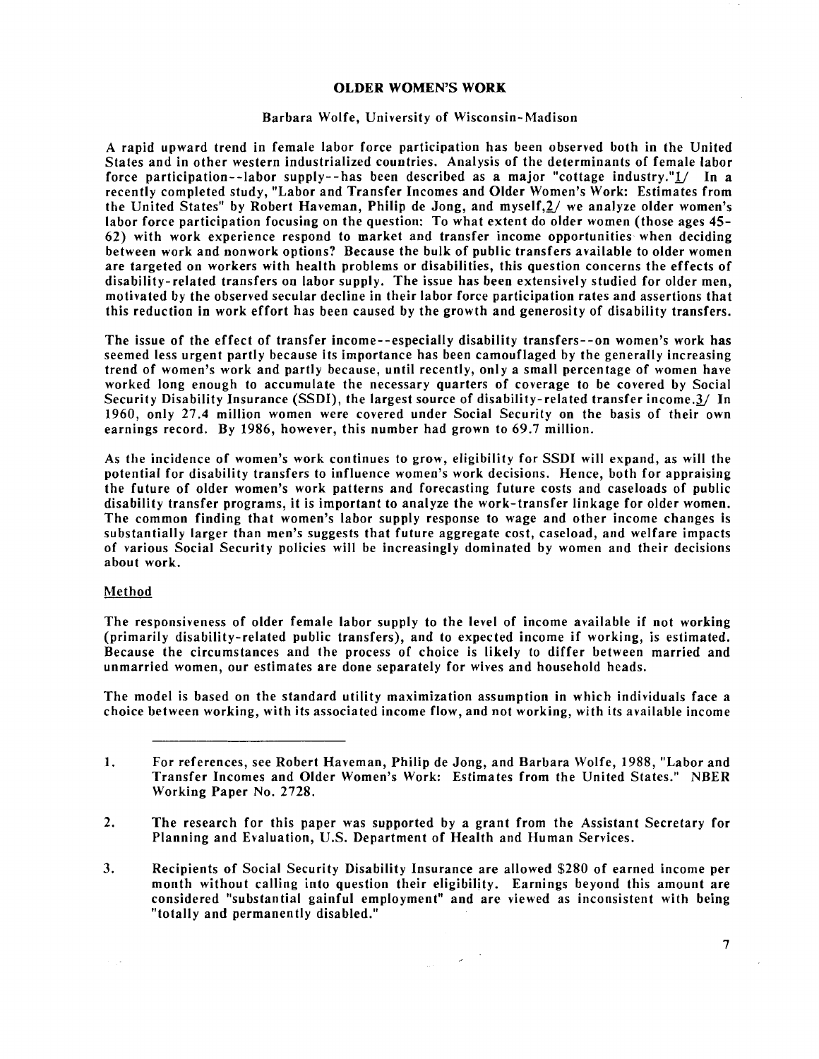# OLDER WOMEN'S WORK

Barbara Wolfe, University of Wisconsin-Madison

A rapid upward trend in female labor force participation has been observed both in the United States and in other western industrialized countries. Analysis of the determinants of female labor force participation--labor supply--has been described as a major "cottage industry."[1] In a recently completed study, "Labor and Transfer Incomes and Older Women's Work: Estimates from the United States" by Robert Haveman, Philip de Jong, and myself,[2] we analyze older women's labor force participation focusing on the question: To what extent do older women (those ages 45-62) with work experience respond to market and transfer income opportunities when deciding between work and nonwork options? Because the bulk of public transfers available to older women are targeted on workers with health problems or disabilities, this question concerns the effects of disability-related transfers on labor supply. The issue has been extensively studied for older men, motivated by the observed secular decline in their labor force participation rates and assertions that this reduction in work effort has been caused by the growth and generosity of disability transfers.

The issue of the effect of transfer income--especially disability transfers--on women's work has seemed less urgent partly because its importance has been camouflaged by the generally increasing trend of women's work and partly because, until recently, only a small percentage of women have worked long enough to accumulate the necessary quarters of coverage to be covered by Social Security Disability Insurance (SSDI), the largest source of disability-related transfer income.[3] In 1960, only 27.4 million women were covered under Social Security on the basis of their own earnings record. By 1986, however, this number had grown to 69.7 million.

As the incidence of women's work continues to grow, eligibility for SSDI will expand, as will the potential for disability transfers to influence women's work decisions. Hence, both for appraising the future of older women's work patterns and forecasting future costs and caseloads of public disability transfer programs, it is important to analyze the work-transfer linkage for older women. The common finding that women's labor supply response to wage and other income changes is substantially larger than men's suggests that future aggregate cost, caseload, and welfare impacts of various Social Security policies will be increasingly dominated by women and their decisions about work.

## Method

The responsiveness of older female labor supply to the level of income available if not working (primarily disability-related public transfers), and to expected income if working, is estimated. Because the circumstances and the process of choice is likely to differ between married and unmarried women, our estimates are done separately for wives and household heads.

The model is based on the standard utility maximization assumption in which individuals face a choice between working, with its associated income flow, and not working, with its available income

---

1. For references, see Robert Haveman, Philip de Jong, and Barbara Wolfe, 1988, "Labor and Transfer Incomes and Older Women's Work: Estimates from the United States." NBER Working Paper No. 2728.

2. The research for this paper was supported by a grant from the Assistant Secretary for Planning and Evaluation, U.S. Department of Health and Human Services.

3. Recipients of Social Security Disability Insurance are allowed $280 of earned income per month without calling into question their eligibility. Earnings beyond this amount are considered "substantial gainful employment" and are viewed as inconsistent with being "totally and permanently disabled."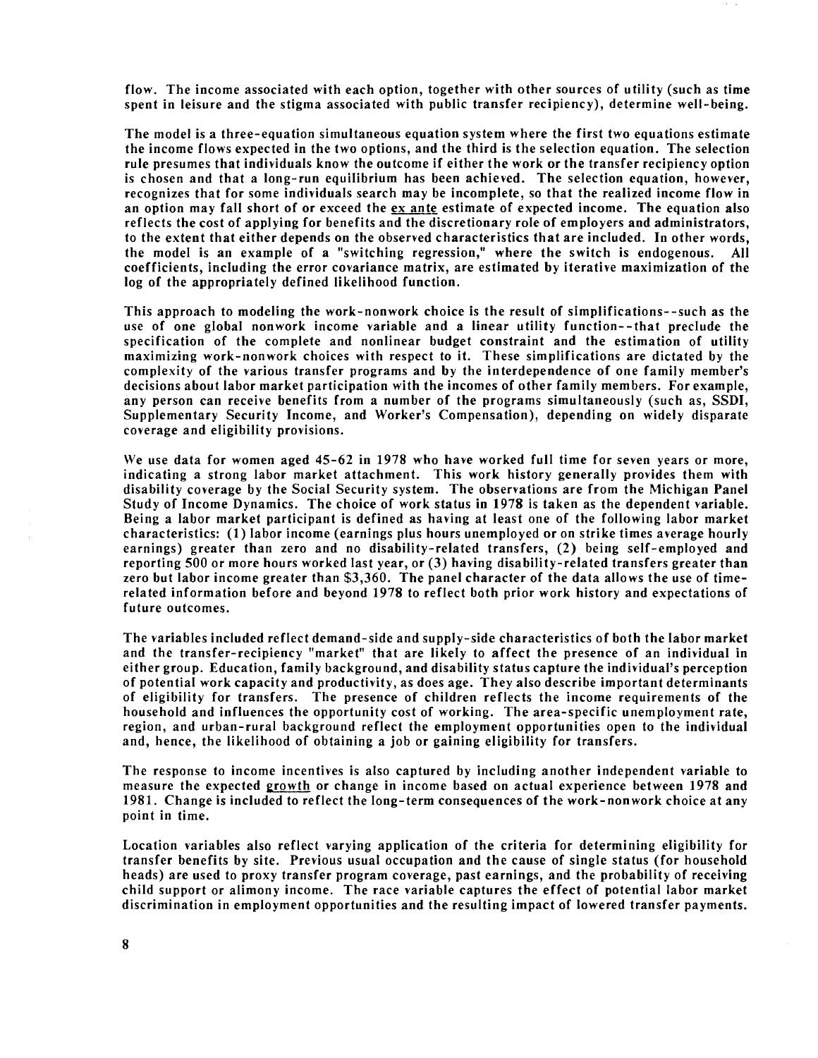flow. The income associated with each option, together with other sources of utility (such as time spent in leisure and the stigma associated with public transfer recipiency), determine well-being.

The model is a three-equation simultaneous equation system where the first two equations estimate the income flows expected in the two options, and the third is the selection equation. The selection rule presumes that individuals know the outcome if either the work or the transfer recipiency option is chosen and that a long-run equilibrium has been achieved. The selection equation, however, recognizes that for some individuals search may be incomplete, so that the realized income flow in an option may fall short of or exceed the ex ante estimate of expected income. The equation also reflects the cost of applying for benefits and the discretionary role of employers and administrators, to the extent that either depends on the observed characteristics that are included. In other words, the model is an example of a "switching regression," where the switch is endogenous. All coefficients, including the error covariance matrix, are estimated by iterative maximization of the log of the appropriately defined likelihood function.

This approach to modeling the work-nonwork choice is the result of simplifications--such as the use of one global nonwork income variable and a linear utility function--that preclude the specification of the complete and nonlinear budget constraint and the estimation of utility maximizing work-nonwork choices with respect to it. These simplifications are dictated by the complexity of the various transfer programs and by the interdependence of one family member's decisions about labor market participation with the incomes of other family members. For example, any person can receive benefits from a number of the programs simultaneously (such as, SSDI, Supplementary Security Income, and Worker's Compensation), depending on widely disparate coverage and eligibility provisions.

We use data for women aged 45-62 in 1978 who have worked full time for seven years or more, indicating a strong labor market attachment. This work history generally provides them with disability coverage by the Social Security system. The observations are from the Michigan Panel Study of Income Dynamics. The choice of work status in 1978 is taken as the dependent variable. Being a labor market participant is defined as having at least one of the following labor market characteristics: (1) labor income (earnings plus hours unemployed or on strike times average hourly earnings) greater than zero and no disability-related transfers, (2) being self-employed and reporting 500 or more hours worked last year, or (3) having disability-related transfers greater than zero but labor income greater than $3,360. The panel character of the data allows the use of time-related information before and beyond 1978 to reflect both prior work history and expectations of future outcomes.

The variables included reflect demand-side and supply-side characteristics of both the labor market and the transfer-recipiency "market" that are likely to affect the presence of an individual in either group. Education, family background, and disability status capture the individual's perception of potential work capacity and productivity, as does age. They also describe important determinants of eligibility for transfers. The presence of children reflects the income requirements of the household and influences the opportunity cost of working. The area-specific unemployment rate, region, and urban-rural background reflect the employment opportunities open to the individual and, hence, the likelihood of obtaining a job or gaining eligibility for transfers.

The response to income incentives is also captured by including another independent variable to measure the expected growth or change in income based on actual experience between 1978 and 1981. Change is included to reflect the long-term consequences of the work-nonwork choice at any point in time.

Location variables also reflect varying application of the criteria for determining eligibility for transfer benefits by site. Previous usual occupation and the cause of single status (for household heads) are used to proxy transfer program coverage, past earnings, and the probability of receiving child support or alimony income. The race variable captures the effect of potential labor market discrimination in employment opportunities and the resulting impact of lowered transfer payments.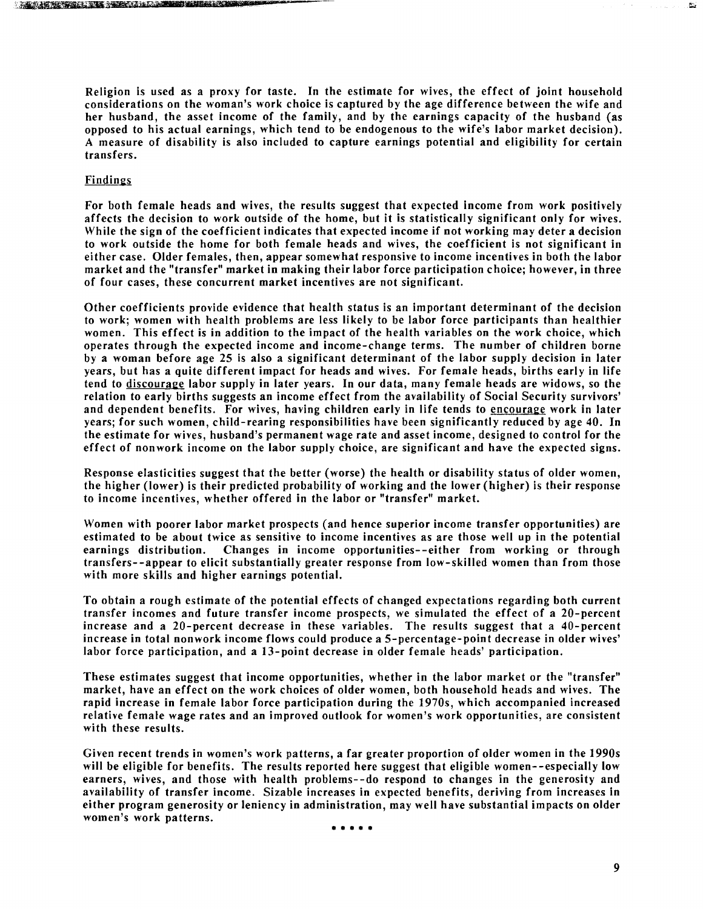Religion is used as a proxy for taste. In the estimate for wives, the effect of joint household considerations on the woman's work choice is captured by the age difference between the wife and her husband, the asset income of the family, and by the earnings capacity of the husband (as opposed to his actual earnings, which tend to be endogenous to the wife's labor market decision). A measure of disability is also included to capture earnings potential and eligibility for certain transfers.

### Findings

For both female heads and wives, the results suggest that expected income from work positively affects the decision to work outside of the home, but it is statistically significant only for wives. While the sign of the coefficient indicates that expected income if not working may deter a decision to work outside the home for both female heads and wives, the coefficient is not significant in either case. Older females, then, appear somewhat responsive to income incentives in both the labor market and the "transfer" market in making their labor force participation choice; however, in three of four cases, these concurrent market incentives are not significant.

Other coefficients provide evidence that health status is an important determinant of the decision to work; women with health problems are less likely to be labor force participants than healthier women. This effect is in addition to the impact of the health variables on the work choice, which operates through the expected income and income-change terms. The number of children borne by a woman before age 25 is also a significant determinant of the labor supply decision in later years, but has a quite different impact for heads and wives. For female heads, births early in life tend to discourage labor supply in later years. In our data, many female heads are widows, so the relation to early births suggests an income effect from the availability of Social Security survivors' and dependent benefits. For wives, having children early in life tends to encourage work in later years; for such women, child-rearing responsibilities have been significantly reduced by age 40. In the estimate for wives, husband's permanent wage rate and asset income, designed to control for the effect of nonwork income on the labor supply choice, are significant and have the expected signs.

Response elasticities suggest that the better (worse) the health or disability status of older women, the higher (lower) is their predicted probability of working and the lower (higher) is their response to income incentives, whether offered in the labor or "transfer" market.

Women with poorer labor market prospects (and hence superior income transfer opportunities) are estimated to be about twice as sensitive to income incentives as are those well up in the potential earnings distribution. Changes in income opportunities--either from working or through transfers--appear to elicit substantially greater response from low-skilled women than from those with more skills and higher earnings potential.

To obtain a rough estimate of the potential effects of changed expectations regarding both current transfer incomes and future transfer income prospects, we simulated the effect of a 20-percent increase and a 20-percent decrease in these variables. The results suggest that a 40-percent increase in total nonwork income flows could produce a 5-percentage-point decrease in older wives' labor force participation, and a 13-point decrease in older female heads' participation.

These estimates suggest that income opportunities, whether in the labor market or the "transfer" market, have an effect on the work choices of older women, both household heads and wives. The rapid increase in female labor force participation during the 1970s, which accompanied increased relative female wage rates and an improved outlook for women's work opportunities, are consistent with these results.

Given recent trends in women's work patterns, a far greater proportion of older women in the 1990s will be eligible for benefits. The results reported here suggest that eligible women--especially low earners, wives, and those with health problems--do respond to changes in the generosity and availability of transfer income. Sizable increases in expected benefits, deriving from increases in either program generosity or leniency in administration, may well have substantial impacts on older women's work patterns.

• • • • •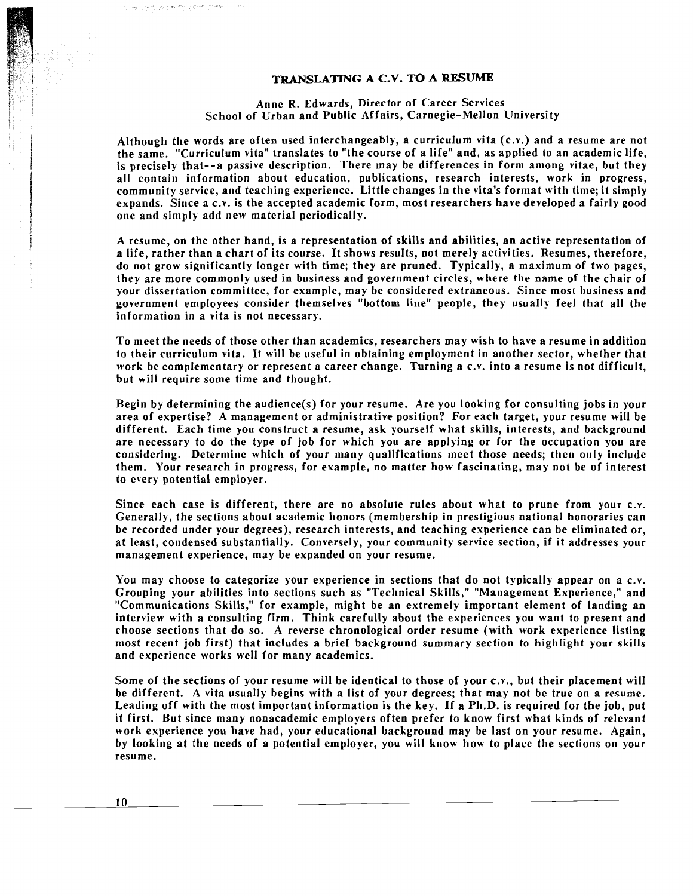## TRANSLATING A C.V. TO A RESUME

Anne R. Edwards, Director of Career Services
School of Urban and Public Affairs, Carnegie-Mellon University

Although the words are often used interchangeably, a curriculum vita (c.v.) and a resume are not the same. "Curriculum vita" translates to "the course of a life" and, as applied to an academic life, is precisely that--a passive description. There may be differences in form among vitae, but they all contain information about education, publications, research interests, work in progress, community service, and teaching experience. Little changes in the vita's format with time; it simply expands. Since a c.v. is the accepted academic form, most researchers have developed a fairly good one and simply add new material periodically.

A resume, on the other hand, is a representation of skills and abilities, an active representation of a life, rather than a chart of its course. It shows results, not merely activities. Resumes, therefore, do not grow significantly longer with time; they are pruned. Typically, a maximum of two pages, they are more commonly used in business and government circles, where the name of the chair of your dissertation committee, for example, may be considered extraneous. Since most business and government employees consider themselves "bottom line" people, they usually feel that all the information in a vita is not necessary.

To meet the needs of those other than academics, researchers may wish to have a resume in addition to their curriculum vita. It will be useful in obtaining employment in another sector, whether that work be complementary or represent a career change. Turning a c.v. into a resume is not difficult, but will require some time and thought.

Begin by determining the audience(s) for your resume. Are you looking for consulting jobs in your area of expertise? A management or administrative position? For each target, your resume will be different. Each time you construct a resume, ask yourself what skills, interests, and background are necessary to do the type of job for which you are applying or for the occupation you are considering. Determine which of your many qualifications meet those needs; then only include them. Your research in progress, for example, no matter how fascinating, may not be of interest to every potential employer.

Since each case is different, there are no absolute rules about what to prune from your c.v. Generally, the sections about academic honors (membership in prestigious national honoraries can be recorded under your degrees), research interests, and teaching experience can be eliminated or, at least, condensed substantially. Conversely, your community service section, if it addresses your management experience, may be expanded on your resume.

You may choose to categorize your experience in sections that do not typically appear on a c.v. Grouping your abilities into sections such as "Technical Skills," "Management Experience," and "Communications Skills," for example, might be an extremely important element of landing an interview with a consulting firm. Think carefully about the experiences you want to present and choose sections that do so. A reverse chronological order resume (with work experience listing most recent job first) that includes a brief background summary section to highlight your skills and experience works well for many academics.

Some of the sections of your resume will be identical to those of your c.v., but their placement will be different. A vita usually begins with a list of your degrees; that may not be true on a resume. Leading off with the most important information is the key. If a Ph.D. is required for the job, put it first. But since many nonacademic employers often prefer to know first what kinds of relevant work experience you have had, your educational background may be last on your resume. Again, by looking at the needs of a potential employer, you will know how to place the sections on your resume.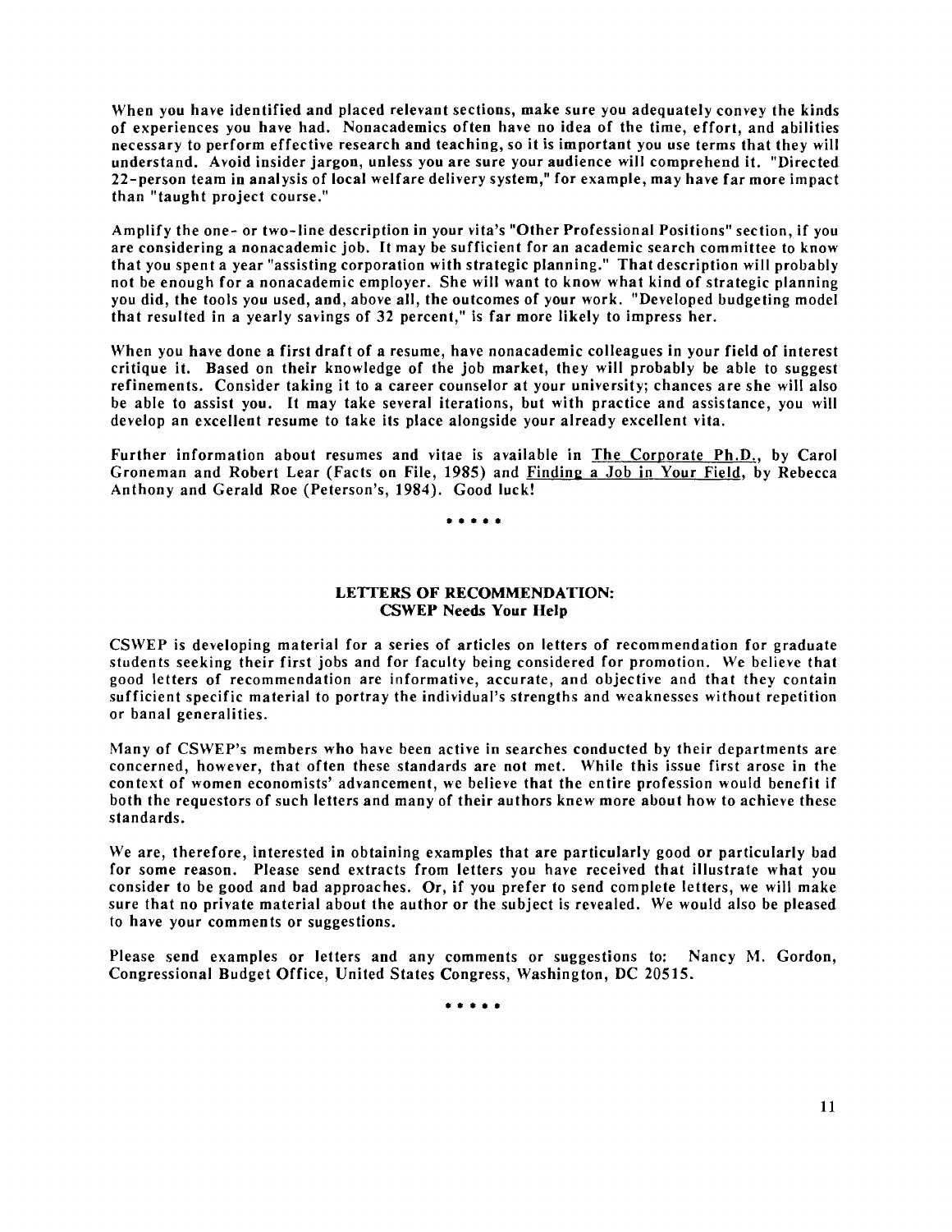When you have identified and placed relevant sections, make sure you adequately convey the kinds of experiences you have had. Nonacademics often have no idea of the time, effort, and abilities necessary to perform effective research and teaching, so it is important you use terms that they will understand. Avoid insider jargon, unless you are sure your audience will comprehend it. "Directed 22-person team in analysis of local welfare delivery system," for example, may have far more impact than "taught project course."

Amplify the one- or two-line description in your vita's "Other Professional Positions" section, if you are considering a nonacademic job. It may be sufficient for an academic search committee to know that you spent a year "assisting corporation with strategic planning." That description will probably not be enough for a nonacademic employer. She will want to know what kind of strategic planning you did, the tools you used, and, above all, the outcomes of your work. "Developed budgeting model that resulted in a yearly savings of 32 percent," is far more likely to impress her.

When you have done a first draft of a resume, have nonacademic colleagues in your field of interest critique it. Based on their knowledge of the job market, they will probably be able to suggest refinements. Consider taking it to a career counselor at your university; chances are she will also be able to assist you. It may take several iterations, but with practice and assistance, you will develop an excellent resume to take its place alongside your already excellent vita.

Further information about resumes and vitae is available in The Corporate Ph.D., by Carol Groneman and Robert Lear (Facts on File, 1985) and Finding a Job in Your Field, by Rebecca Anthony and Gerald Roe (Peterson's, 1984). Good luck!

\* \* \* \* \*

## LETTERS OF RECOMMENDATION: CSWEP Needs Your Help

CSWEP is developing material for a series of articles on letters of recommendation for graduate students seeking their first jobs and for faculty being considered for promotion. We believe that good letters of recommendation are informative, accurate, and objective and that they contain sufficient specific material to portray the individual's strengths and weaknesses without repetition or banal generalities.

Many of CSWEP's members who have been active in searches conducted by their departments are concerned, however, that often these standards are not met. While this issue first arose in the context of women economists' advancement, we believe that the entire profession would benefit if both the requestors of such letters and many of their authors knew more about how to achieve these standards.

We are, therefore, interested in obtaining examples that are particularly good or particularly bad for some reason. Please send extracts from letters you have received that illustrate what you consider to be good and bad approaches. Or, if you prefer to send complete letters, we will make sure that no private material about the author or the subject is revealed. We would also be pleased to have your comments or suggestions.

Please send examples or letters and any comments or suggestions to: Nancy M. Gordon, Congressional Budget Office, United States Congress, Washington, DC 20515.

\* \* \* \* \*